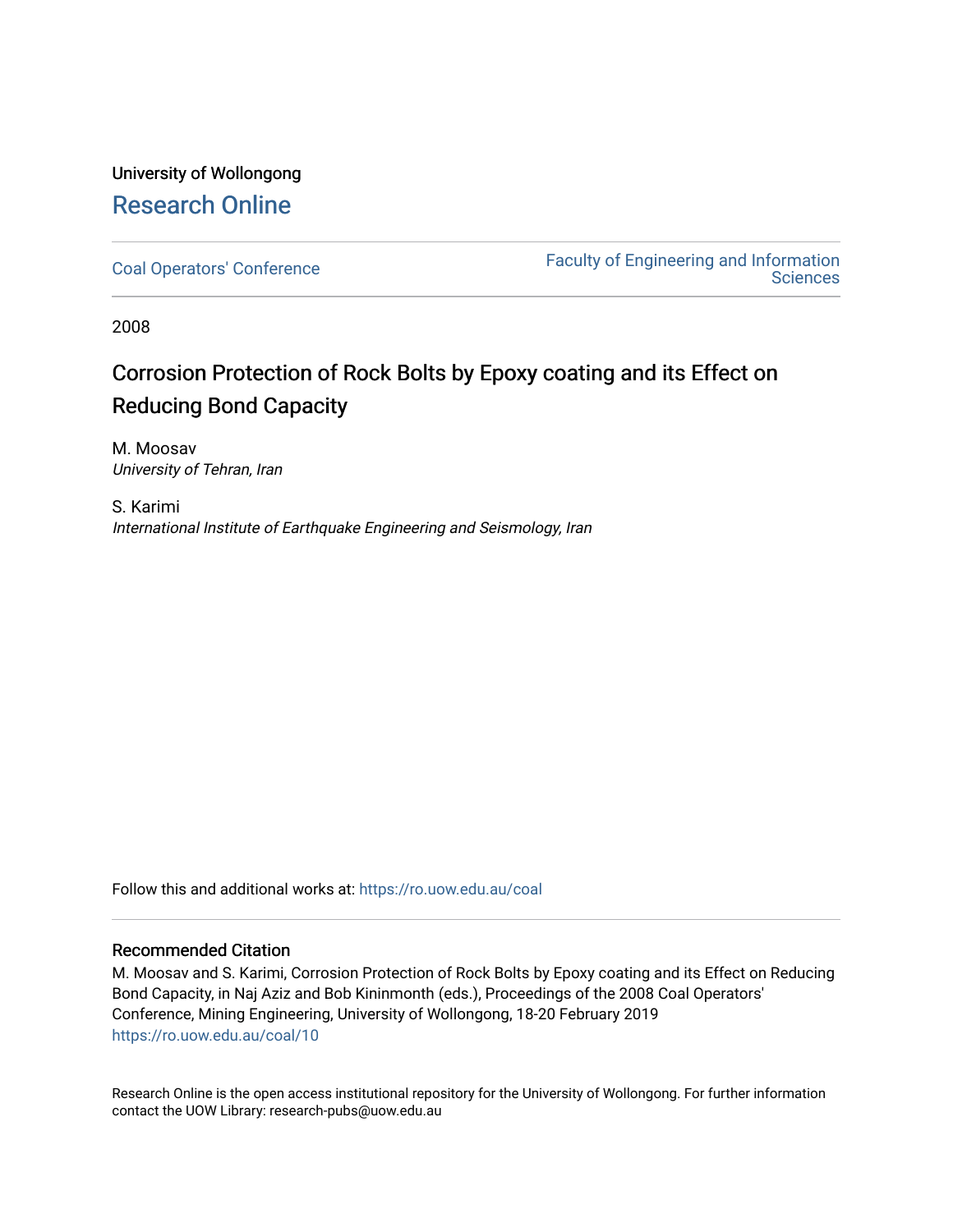University of Wollongong

# Research Online

Coal Operators' Conference

Faculty of Engineering and Information Sciences

2008

## Corrosion Protection of Rock Bolts by Epoxy coating and its Effect on Reducing Bond Capacity

M. Moosav
*University of Tehran, Iran*

S. Karimi
*International Institute of Earthquake Engineering and Seismology, Iran*

Follow this and additional works at: https://ro.uow.edu.au/coal

### Recommended Citation

M. Moosav and S. Karimi, Corrosion Protection of Rock Bolts by Epoxy coating and its Effect on Reducing Bond Capacity, in Naj Aziz and Bob Kininmonth (eds.), Proceedings of the 2008 Coal Operators' Conference, Mining Engineering, University of Wollongong, 18-20 February 2019
https://ro.uow.edu.au/coal/10

Research Online is the open access institutional repository for the University of Wollongong. For further information contact the UOW Library: research-pubs@uow.edu.au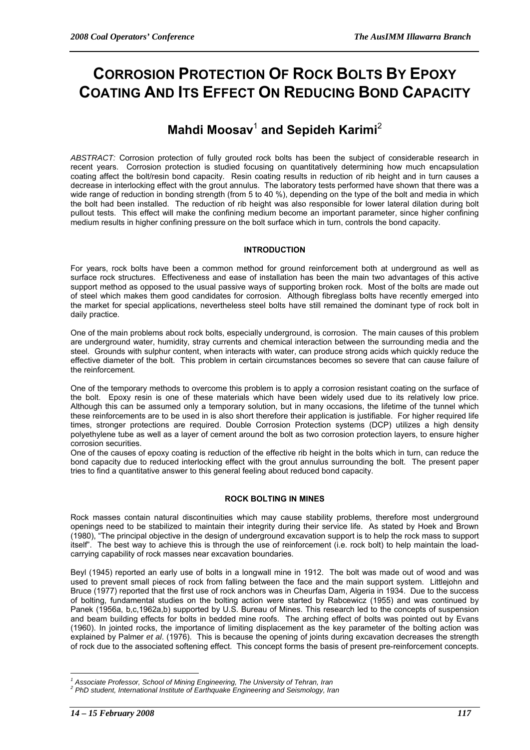# CORROSION PROTECTION OF ROCK BOLTS BY EPOXY COATING AND ITS EFFECT ON REDUCING BOND CAPACITY

## Mahdi Moosav[1] and Sepideh Karimi[2]

*ABSTRACT:* Corrosion protection of fully grouted rock bolts has been the subject of considerable research in recent years. Corrosion protection is studied focusing on quantitatively determining how much encapsulation coating affect the bolt/resin bond capacity. Resin coating results in reduction of rib height and in turn causes a decrease in interlocking effect with the grout annulus. The laboratory tests performed have shown that there was a wide range of reduction in bonding strength (from 5 to 40 %), depending on the type of the bolt and media in which the bolt had been installed. The reduction of rib height was also responsible for lower lateral dilation during bolt pullout tests. This effect will make the confining medium become an important parameter, since higher confining medium results in higher confining pressure on the bolt surface which in turn, controls the bond capacity.

### INTRODUCTION

For years, rock bolts have been a common method for ground reinforcement both at underground as well as surface rock structures. Effectiveness and ease of installation has been the main two advantages of this active support method as opposed to the usual passive ways of supporting broken rock. Most of the bolts are made out of steel which makes them good candidates for corrosion. Although fibreglass bolts have recently emerged into the market for special applications, nevertheless steel bolts have still remained the dominant type of rock bolt in daily practice.

One of the main problems about rock bolts, especially underground, is corrosion. The main causes of this problem are underground water, humidity, stray currents and chemical interaction between the surrounding media and the steel. Grounds with sulphur content, when interacts with water, can produce strong acids which quickly reduce the effective diameter of the bolt. This problem in certain circumstances becomes so severe that can cause failure of the reinforcement.

One of the temporary methods to overcome this problem is to apply a corrosion resistant coating on the surface of the bolt. Epoxy resin is one of these materials which have been widely used due to its relatively low price. Although this can be assumed only a temporary solution, but in many occasions, the lifetime of the tunnel which these reinforcements are to be used in is also short therefore their application is justifiable. For higher required life times, stronger protections are required. Double Corrosion Protection systems (DCP) utilizes a high density polyethylene tube as well as a layer of cement around the bolt as two corrosion protection layers, to ensure higher corrosion securities.

One of the causes of epoxy coating is reduction of the effective rib height in the bolts which in turn, can reduce the bond capacity due to reduced interlocking effect with the grout annulus surrounding the bolt. The present paper tries to find a quantitative answer to this general feeling about reduced bond capacity.

### ROCK BOLTING IN MINES

Rock masses contain natural discontinuities which may cause stability problems, therefore most underground openings need to be stabilized to maintain their integrity during their service life. As stated by Hoek and Brown (1980), "The principal objective in the design of underground excavation support is to help the rock mass to support itself". The best way to achieve this is through the use of reinforcement (i.e. rock bolt) to help maintain the load-carrying capability of rock masses near excavation boundaries.

Beyl (1945) reported an early use of bolts in a longwall mine in 1912. The bolt was made out of wood and was used to prevent small pieces of rock from falling between the face and the main support system. Littlejohn and Bruce (1977) reported that the first use of rock anchors was in Cheurfas Dam, Algeria in 1934. Due to the success of bolting, fundamental studies on the bolting action were started by Rabcewicz (1955) and was continued by Panek (1956a, b,c,1962a,b) supported by U.S. Bureau of Mines. This research led to the concepts of suspension and beam building effects for bolts in bedded mine roofs. The arching effect of bolts was pointed out by Evans (1960). In jointed rocks, the importance of limiting displacement as the key parameter of the bolting action was explained by Palmer *et al*. (1976). This is because the opening of joints during excavation decreases the strength of rock due to the associated softening effect. This concept forms the basis of present pre-reinforcement concepts.

---

[1] *Associate Professor, School of Mining Engineering, The University of Tehran, Iran*
[2] *PhD student, International Institute of Earthquake Engineering and Seismology, Iran*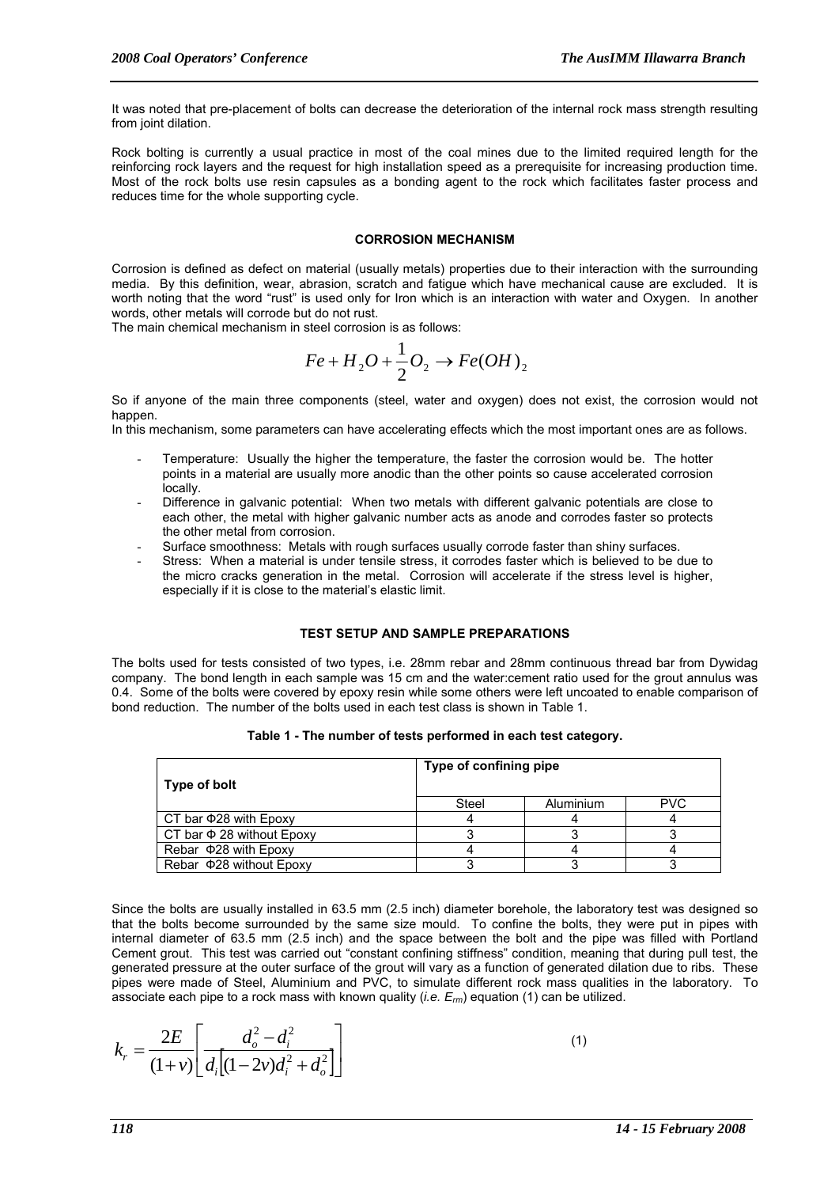It was noted that pre-placement of bolts can decrease the deterioration of the internal rock mass strength resulting from joint dilation.

Rock bolting is currently a usual practice in most of the coal mines due to the limited required length for the reinforcing rock layers and the request for high installation speed as a prerequisite for increasing production time. Most of the rock bolts use resin capsules as a bonding agent to the rock which facilitates faster process and reduces time for the whole supporting cycle.

## CORROSION MECHANISM

Corrosion is defined as defect on material (usually metals) properties due to their interaction with the surrounding media. By this definition, wear, abrasion, scratch and fatigue which have mechanical cause are excluded. It is worth noting that the word "rust" is used only for Iron which is an interaction with water and Oxygen. In another words, other metals will corrode but do not rust.
The main chemical mechanism in steel corrosion is as follows:

$$Fe + H_2O + \frac{1}{2}O_2 \rightarrow Fe(OH)_2$$

So if anyone of the main three components (steel, water and oxygen) does not exist, the corrosion would not happen.
In this mechanism, some parameters can have accelerating effects which the most important ones are as follows.

- Temperature: Usually the higher the temperature, the faster the corrosion would be. The hotter points in a material are usually more anodic than the other points so cause accelerated corrosion locally.
- Difference in galvanic potential: When two metals with different galvanic potentials are close to each other, the metal with higher galvanic number acts as anode and corrodes faster so protects the other metal from corrosion.
- Surface smoothness: Metals with rough surfaces usually corrode faster than shiny surfaces.
- Stress: When a material is under tensile stress, it corrodes faster which is believed to be due to the micro cracks generation in the metal. Corrosion will accelerate if the stress level is higher, especially if it is close to the material's elastic limit.

## TEST SETUP AND SAMPLE PREPARATIONS

The bolts used for tests consisted of two types, i.e. 28mm rebar and 28mm continuous thread bar from Dywidag company. The bond length in each sample was 15 cm and the water:cement ratio used for the grout annulus was 0.4. Some of the bolts were covered by epoxy resin while some others were left uncoated to enable comparison of bond reduction. The number of the bolts used in each test class is shown in Table 1.

**Table 1 - The number of tests performed in each test category.**

| Type of bolt | Type of confining pipe | | |
|---|---|---|---|
| | Steel | Aluminium | PVC |
| CT bar Φ28 with Epoxy | 4 | 4 | 4 |
| CT bar Φ 28 without Epoxy | 3 | 3 | 3 |
| Rebar Φ28 with Epoxy | 4 | 4 | 4 |
| Rebar Φ28 without Epoxy | 3 | 3 | 3 |

Since the bolts are usually installed in 63.5 mm (2.5 inch) diameter borehole, the laboratory test was designed so that the bolts become surrounded by the same size mould. To confine the bolts, they were put in pipes with internal diameter of 63.5 mm (2.5 inch) and the space between the bolt and the pipe was filled with Portland Cement grout. This test was carried out "constant confining stiffness" condition, meaning that during pull test, the generated pressure at the outer surface of the grout will vary as a function of generated dilation due to ribs. These pipes were made of Steel, Aluminium and PVC, to simulate different rock mass qualities in the laboratory. To associate each pipe to a rock mass with known quality (*i.e.* $E_{rm}$) equation (1) can be utilized.

$$k_r = \frac{2E}{(1+v)}\left[\frac{d_o^2 - d_i^2}{d_i\left[(1-2v)d_i^2 + d_o^2\right]}\right] \qquad (1)$$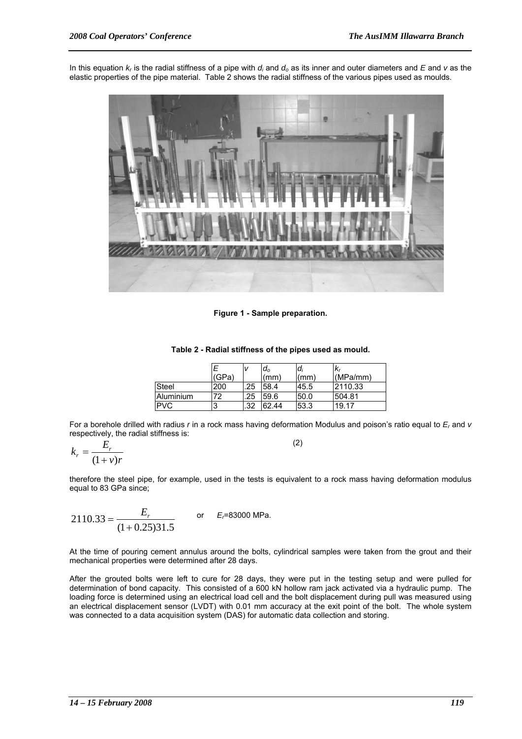In this equation $k_r$ is the radial stiffness of a pipe with $d_i$ and $d_o$ as its inner and outer diameters and $E$ and $v$ as the elastic properties of the pipe material. Table 2 shows the radial stiffness of the various pipes used as moulds.

**Figure 1 - Sample preparation.**

**Table 2 - Radial stiffness of the pipes used as mould.**

| | $E$ (GPa) | $v$ | $d_o$ (mm) | $d_i$ (mm) | $k_r$ (MPa/mm) |
|---|---|---|---|---|---|
| Steel | 200 | .25 | 58.4 | 45.5 | 2110.33 |
| Aluminium | 72 | .25 | 59.6 | 50.0 | 504.81 |
| PVC | 3 | .32 | 62.44 | 53.3 | 19.17 |

For a borehole drilled with radius $r$ in a rock mass having deformation Modulus and poison's ratio equal to $E_r$ and $v$ respectively, the radial stiffness is:

$$k_r = \frac{E_r}{(1+v)r} \tag{2}$$

therefore the steel pipe, for example, used in the tests is equivalent to a rock mass having deformation modulus equal to 83 GPa since;

$$2110.33 = \frac{E_r}{(1+0.25)31.5} \quad \text{or} \quad E_r\text{=83000 MPa.}$$

At the time of pouring cement annulus around the bolts, cylindrical samples were taken from the grout and their mechanical properties were determined after 28 days.

After the grouted bolts were left to cure for 28 days, they were put in the testing setup and were pulled for determination of bond capacity. This consisted of a 600 kN hollow ram jack activated via a hydraulic pump. The loading force is determined using an electrical load cell and the bolt displacement during pull was measured using an electrical displacement sensor (LVDT) with 0.01 mm accuracy at the exit point of the bolt. The whole system was connected to a data acquisition system (DAS) for automatic data collection and storing.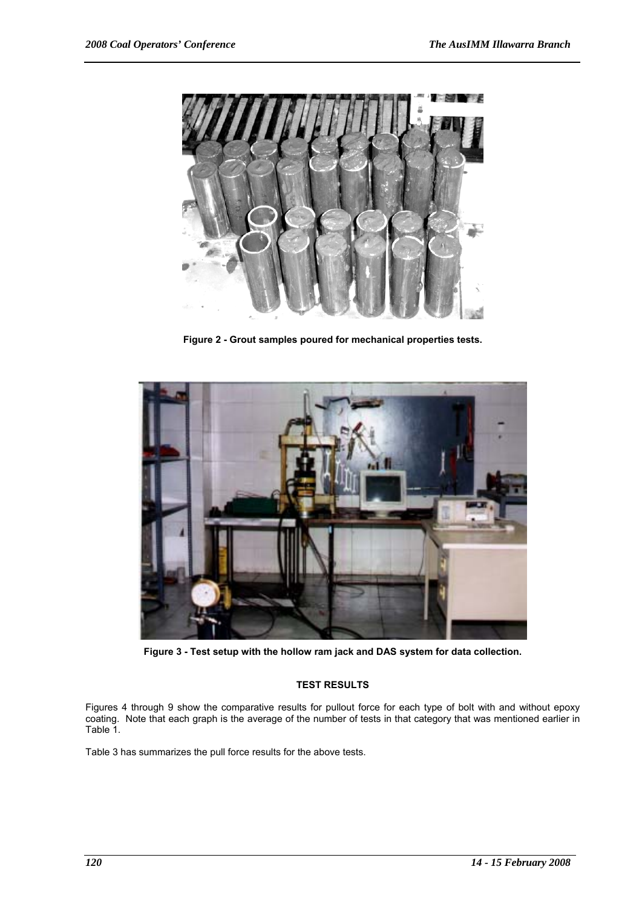Figure 2 - Grout samples poured for mechanical properties tests.

Figure 3 - Test setup with the hollow ram jack and DAS system for data collection.

## TEST RESULTS

Figures 4 through 9 show the comparative results for pullout force for each type of bolt with and without epoxy coating. Note that each graph is the average of the number of tests in that category that was mentioned earlier in Table 1.

Table 3 has summarizes the pull force results for the above tests.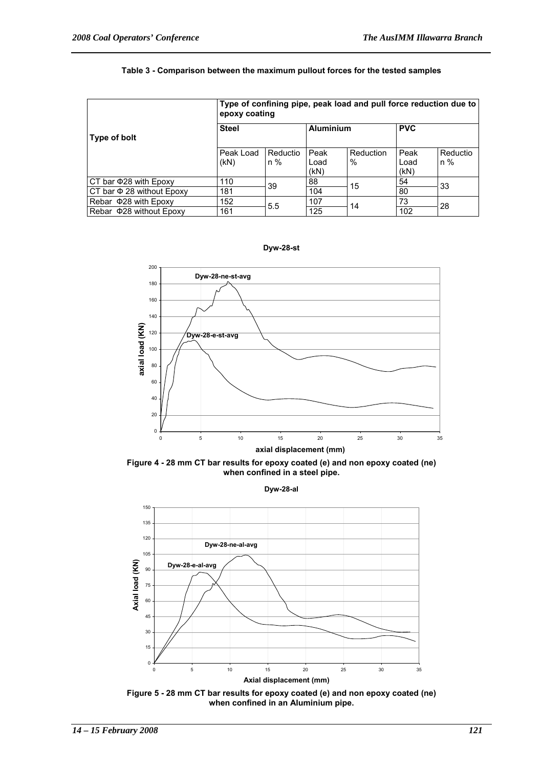**Table 3 - Comparison between the maximum pullout forces for the tested samples**

| Type of bolt | Type of confining pipe, peak load and pull force reduction due to epoxy coating | | | | | |
|---|---|---|---|---|---|---|
| | Steel | | Aluminium | | PVC | |
| | Peak Load (kN) | Reduction % | Peak Load (kN) | Reduction % | Peak Load (kN) | Reduction % |
| CT bar Φ28 with Epoxy | 110 | 39 | 88 | 15 | 54 | 33 |
| CT bar Φ 28 without Epoxy | 181 | | 104 | | 80 | |
| Rebar Φ28 with Epoxy | 152 | 5.5 | 107 | 14 | 73 | 28 |
| Rebar Φ28 without Epoxy | 161 | | 125 | | 102 | |

Figure 4 - 28 mm CT bar results for epoxy coated (e) and non epoxy coated (ne) when confined in a steel pipe.

Figure 5 - 28 mm CT bar results for epoxy coated (e) and non epoxy coated (ne) when confined in an Aluminium pipe.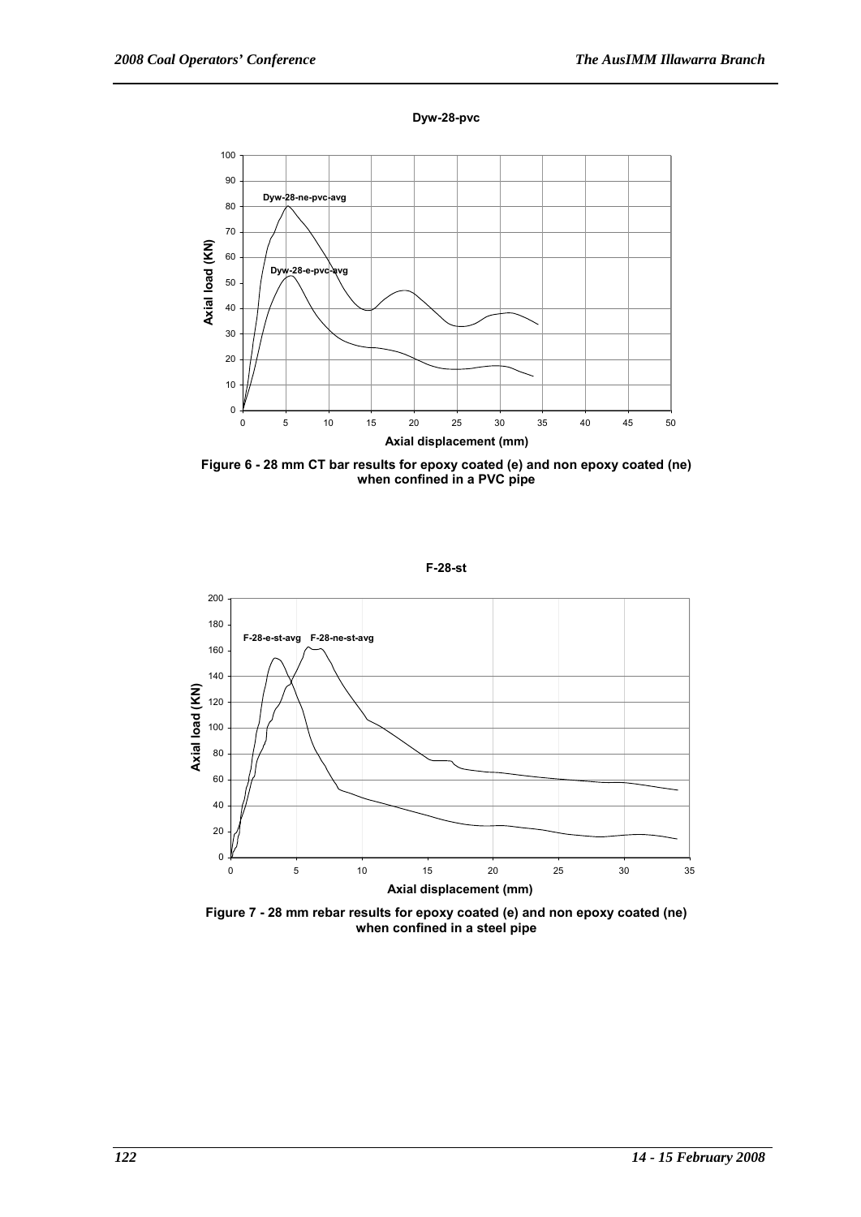Figure 6 - 28 mm CT bar results for epoxy coated (e) and non epoxy coated (ne) when confined in a PVC pipe

Figure 7 - 28 mm rebar results for epoxy coated (e) and non epoxy coated (ne) when confined in a steel pipe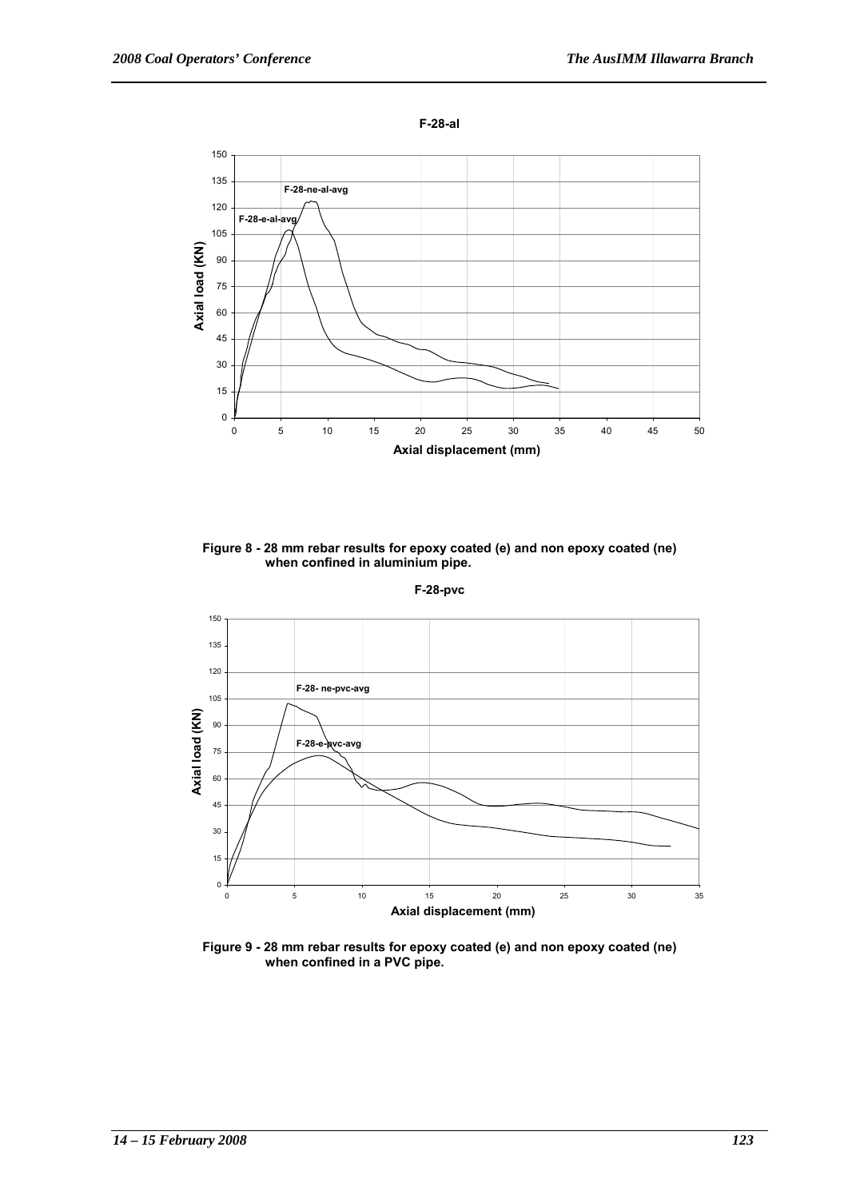Figure 8 - 28 mm rebar results for epoxy coated (e) and non epoxy coated (ne) when confined in aluminium pipe.

Figure 9 - 28 mm rebar results for epoxy coated (e) and non epoxy coated (ne) when confined in a PVC pipe.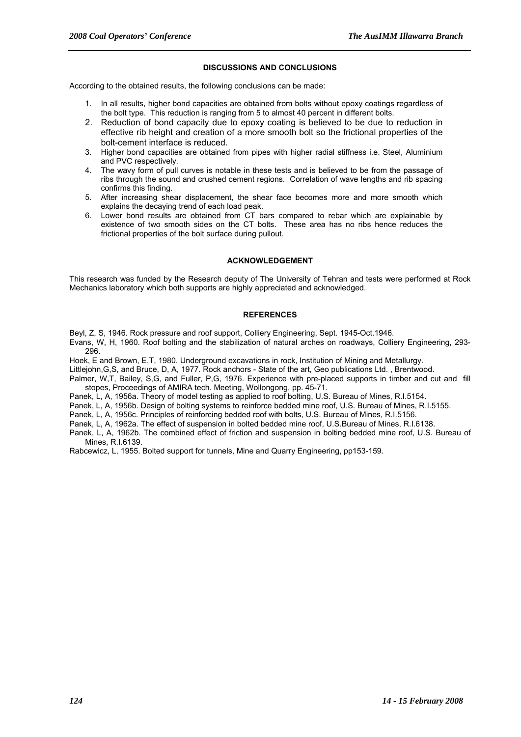## DISCUSSIONS AND CONCLUSIONS

According to the obtained results, the following conclusions can be made:

1. In all results, higher bond capacities are obtained from bolts without epoxy coatings regardless of the bolt type. This reduction is ranging from 5 to almost 40 percent in different bolts.
2. Reduction of bond capacity due to epoxy coating is believed to be due to reduction in effective rib height and creation of a more smooth bolt so the frictional properties of the bolt-cement interface is reduced.
3. Higher bond capacities are obtained from pipes with higher radial stiffness i.e. Steel, Aluminium and PVC respectively.
4. The wavy form of pull curves is notable in these tests and is believed to be from the passage of ribs through the sound and crushed cement regions. Correlation of wave lengths and rib spacing confirms this finding.
5. After increasing shear displacement, the shear face becomes more and more smooth which explains the decaying trend of each load peak.
6. Lower bond results are obtained from CT bars compared to rebar which are explainable by existence of two smooth sides on the CT bolts. These area has no ribs hence reduces the frictional properties of the bolt surface during pullout.

## ACKNOWLEDGEMENT

This research was funded by the Research deputy of The University of Tehran and tests were performed at Rock Mechanics laboratory which both supports are highly appreciated and acknowledged.

## REFERENCES

Beyl, Z, S, 1946. Rock pressure and roof support, Colliery Engineering, Sept. 1945-Oct.1946.

Evans, W, H, 1960. Roof bolting and the stabilization of natural arches on roadways, Colliery Engineering, 293-296.

Hoek, E and Brown, E,T, 1980. Underground excavations in rock, Institution of Mining and Metallurgy.

Littlejohn,G,S, and Bruce, D, A, 1977. Rock anchors - State of the art, Geo publications Ltd. , Brentwood.

Palmer, W,T, Bailey, S,G, and Fuller, P,G, 1976. Experience with pre-placed supports in timber and cut and fill stopes, Proceedings of AMIRA tech. Meeting, Wollongong, pp. 45-71.

Panek, L, A, 1956a. Theory of model testing as applied to roof bolting, U.S. Bureau of Mines, R.I.5154.

Panek, L, A, 1956b. Design of bolting systems to reinforce bedded mine roof, U.S. Bureau of Mines, R.I.5155.

Panek, L, A, 1956c. Principles of reinforcing bedded roof with bolts, U.S. Bureau of Mines, R.I.5156.

Panek, L, A, 1962a. The effect of suspension in bolted bedded mine roof, U.S.Bureau of Mines, R.I.6138.

Panek, L, A, 1962b. The combined effect of friction and suspension in bolting bedded mine roof, U.S. Bureau of Mines, R.I.6139.

Rabcewicz, L, 1955. Bolted support for tunnels, Mine and Quarry Engineering, pp153-159.